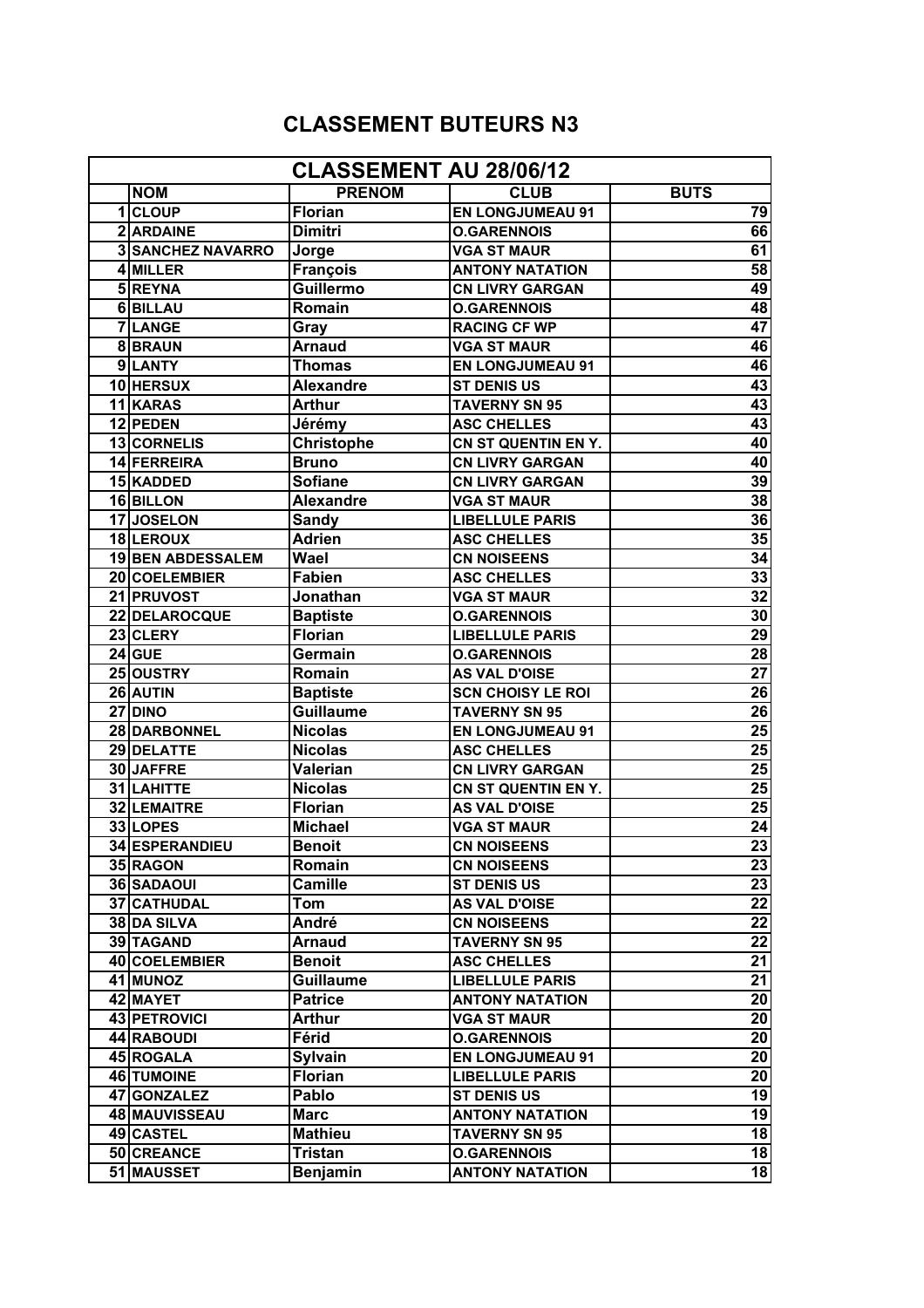# CLASSEMENT BUTEURS N3

| CLASSEMENT AU 28/06/12 | | | | |
|---|---|---|---|---|
| | NOM | PRENOM | CLUB | BUTS |
| 1 | CLOUP | Florian | EN LONGJUMEAU 91 | 79 |
| 2 | ARDAINE | Dimitri | O.GARENNOIS | 66 |
| 3 | SANCHEZ NAVARRO | Jorge | VGA ST MAUR | 61 |
| 4 | MILLER | François | ANTONY NATATION | 58 |
| 5 | REYNA | Guillermo | CN LIVRY GARGAN | 49 |
| 6 | BILLAU | Romain | O.GARENNOIS | 48 |
| 7 | LANGE | Gray | RACING CF WP | 47 |
| 8 | BRAUN | Arnaud | VGA ST MAUR | 46 |
| 9 | LANTY | Thomas | EN LONGJUMEAU 91 | 46 |
| 10 | HERSUX | Alexandre | ST DENIS US | 43 |
| 11 | KARAS | Arthur | TAVERNY SN 95 | 43 |
| 12 | PEDEN | Jérémy | ASC CHELLES | 43 |
| 13 | CORNELIS | Christophe | CN ST QUENTIN EN Y. | 40 |
| 14 | FERREIRA | Bruno | CN LIVRY GARGAN | 40 |
| 15 | KADDED | Sofiane | CN LIVRY GARGAN | 39 |
| 16 | BILLON | Alexandre | VGA ST MAUR | 38 |
| 17 | JOSELON | Sandy | LIBELLULE PARIS | 36 |
| 18 | LEROUX | Adrien | ASC CHELLES | 35 |
| 19 | BEN ABDESSALEM | Wael | CN NOISEENS | 34 |
| 20 | COELEMBIER | Fabien | ASC CHELLES | 33 |
| 21 | PRUVOST | Jonathan | VGA ST MAUR | 32 |
| 22 | DELAROCQUE | Baptiste | O.GARENNOIS | 30 |
| 23 | CLERY | Florian | LIBELLULE PARIS | 29 |
| 24 | GUE | Germain | O.GARENNOIS | 28 |
| 25 | OUSTRY | Romain | AS VAL D'OISE | 27 |
| 26 | AUTIN | Baptiste | SCN CHOISY LE ROI | 26 |
| 27 | DINO | Guillaume | TAVERNY SN 95 | 26 |
| 28 | DARBONNEL | Nicolas | EN LONGJUMEAU 91 | 25 |
| 29 | DELATTE | Nicolas | ASC CHELLES | 25 |
| 30 | JAFFRE | Valerian | CN LIVRY GARGAN | 25 |
| 31 | LAHITTE | Nicolas | CN ST QUENTIN EN Y. | 25 |
| 32 | LEMAITRE | Florian | AS VAL D'OISE | 25 |
| 33 | LOPES | Michael | VGA ST MAUR | 24 |
| 34 | ESPERANDIEU | Benoit | CN NOISEENS | 23 |
| 35 | RAGON | Romain | CN NOISEENS | 23 |
| 36 | SADAOUI | Camille | ST DENIS US | 23 |
| 37 | CATHUDAL | Tom | AS VAL D'OISE | 22 |
| 38 | DA SILVA | André | CN NOISEENS | 22 |
| 39 | TAGAND | Arnaud | TAVERNY SN 95 | 22 |
| 40 | COELEMBIER | Benoit | ASC CHELLES | 21 |
| 41 | MUNOZ | Guillaume | LIBELLULE PARIS | 21 |
| 42 | MAYET | Patrice | ANTONY NATATION | 20 |
| 43 | PETROVICI | Arthur | VGA ST MAUR | 20 |
| 44 | RABOUDI | Férid | O.GARENNOIS | 20 |
| 45 | ROGALA | Sylvain | EN LONGJUMEAU 91 | 20 |
| 46 | TUMOINE | Florian | LIBELLULE PARIS | 20 |
| 47 | GONZALEZ | Pablo | ST DENIS US | 19 |
| 48 | MAUVISSEAU | Marc | ANTONY NATATION | 19 |
| 49 | CASTEL | Mathieu | TAVERNY SN 95 | 18 |
| 50 | CREANCE | Tristan | O.GARENNOIS | 18 |
| 51 | MAUSSET | Benjamin | ANTONY NATATION | 18 |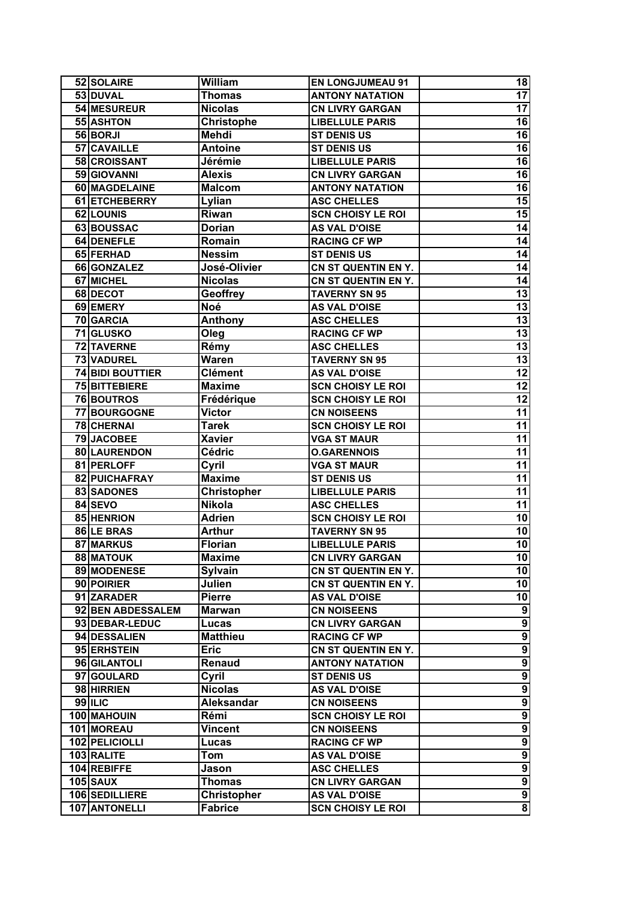| | | | |
|---|---|---|---|
| 52 SOLAIRE | William | EN LONGJUMEAU 91 | 18 |
| 53 DUVAL | Thomas | ANTONY NATATION | 17 |
| 54 MESUREUR | Nicolas | CN LIVRY GARGAN | 17 |
| 55 ASHTON | Christophe | LIBELLULE PARIS | 16 |
| 56 BORJI | Mehdi | ST DENIS US | 16 |
| 57 CAVAILLE | Antoine | ST DENIS US | 16 |
| 58 CROISSANT | Jérémie | LIBELLULE PARIS | 16 |
| 59 GIOVANNI | Alexis | CN LIVRY GARGAN | 16 |
| 60 MAGDELAINE | Malcom | ANTONY NATATION | 16 |
| 61 ETCHEBERRY | Lylian | ASC CHELLES | 15 |
| 62 LOUNIS | Riwan | SCN CHOISY LE ROI | 15 |
| 63 BOUSSAC | Dorian | AS VAL D'OISE | 14 |
| 64 DENEFLE | Romain | RACING CF WP | 14 |
| 65 FERHAD | Nessim | ST DENIS US | 14 |
| 66 GONZALEZ | José-Olivier | CN ST QUENTIN EN Y. | 14 |
| 67 MICHEL | Nicolas | CN ST QUENTIN EN Y. | 14 |
| 68 DECOT | Geoffrey | TAVERNY SN 95 | 13 |
| 69 EMERY | Noé | AS VAL D'OISE | 13 |
| 70 GARCIA | Anthony | ASC CHELLES | 13 |
| 71 GLUSKO | Oleg | RACING CF WP | 13 |
| 72 TAVERNE | Rémy | ASC CHELLES | 13 |
| 73 VADUREL | Waren | TAVERNY SN 95 | 13 |
| 74 BIDI BOUTTIER | Clément | AS VAL D'OISE | 12 |
| 75 BITTEBIERE | Maxime | SCN CHOISY LE ROI | 12 |
| 76 BOUTROS | Frédérique | SCN CHOISY LE ROI | 12 |
| 77 BOURGOGNE | Victor | CN NOISEENS | 11 |
| 78 CHERNAI | Tarek | SCN CHOISY LE ROI | 11 |
| 79 JACOBEE | Xavier | VGA ST MAUR | 11 |
| 80 LAURENDON | Cédric | O.GARENNOIS | 11 |
| 81 PERLOFF | Cyril | VGA ST MAUR | 11 |
| 82 PUICHAFRAY | Maxime | ST DENIS US | 11 |
| 83 SADONES | Christopher | LIBELLULE PARIS | 11 |
| 84 SEVO | Nikola | ASC CHELLES | 11 |
| 85 HENRION | Adrien | SCN CHOISY LE ROI | 10 |
| 86 LE BRAS | Arthur | TAVERNY SN 95 | 10 |
| 87 MARKUS | Florian | LIBELLULE PARIS | 10 |
| 88 MATOUK | Maxime | CN LIVRY GARGAN | 10 |
| 89 MODENESE | Sylvain | CN ST QUENTIN EN Y. | 10 |
| 90 POIRIER | Julien | CN ST QUENTIN EN Y. | 10 |
| 91 ZARADER | Pierre | AS VAL D'OISE | 10 |
| 92 BEN ABDESSALEM | Marwan | CN NOISEENS | 9 |
| 93 DEBAR-LEDUC | Lucas | CN LIVRY GARGAN | 9 |
| 94 DESSALIEN | Matthieu | RACING CF WP | 9 |
| 95 ERHSTEIN | Eric | CN ST QUENTIN EN Y. | 9 |
| 96 GILANTOLI | Renaud | ANTONY NATATION | 9 |
| 97 GOULARD | Cyril | ST DENIS US | 9 |
| 98 HIRRIEN | Nicolas | AS VAL D'OISE | 9 |
| 99 ILIC | Aleksandar | CN NOISEENS | 9 |
| 100 MAHOUIN | Rémi | SCN CHOISY LE ROI | 9 |
| 101 MOREAU | Vincent | CN NOISEENS | 9 |
| 102 PELICIOLLI | Lucas | RACING CF WP | 9 |
| 103 RALITE | Tom | AS VAL D'OISE | 9 |
| 104 REBIFFE | Jason | ASC CHELLES | 9 |
| 105 SAUX | Thomas | CN LIVRY GARGAN | 9 |
| 106 SEDILLIERE | Christopher | AS VAL D'OISE | 9 |
| 107 ANTONELLI | Fabrice | SCN CHOISY LE ROI | 8 |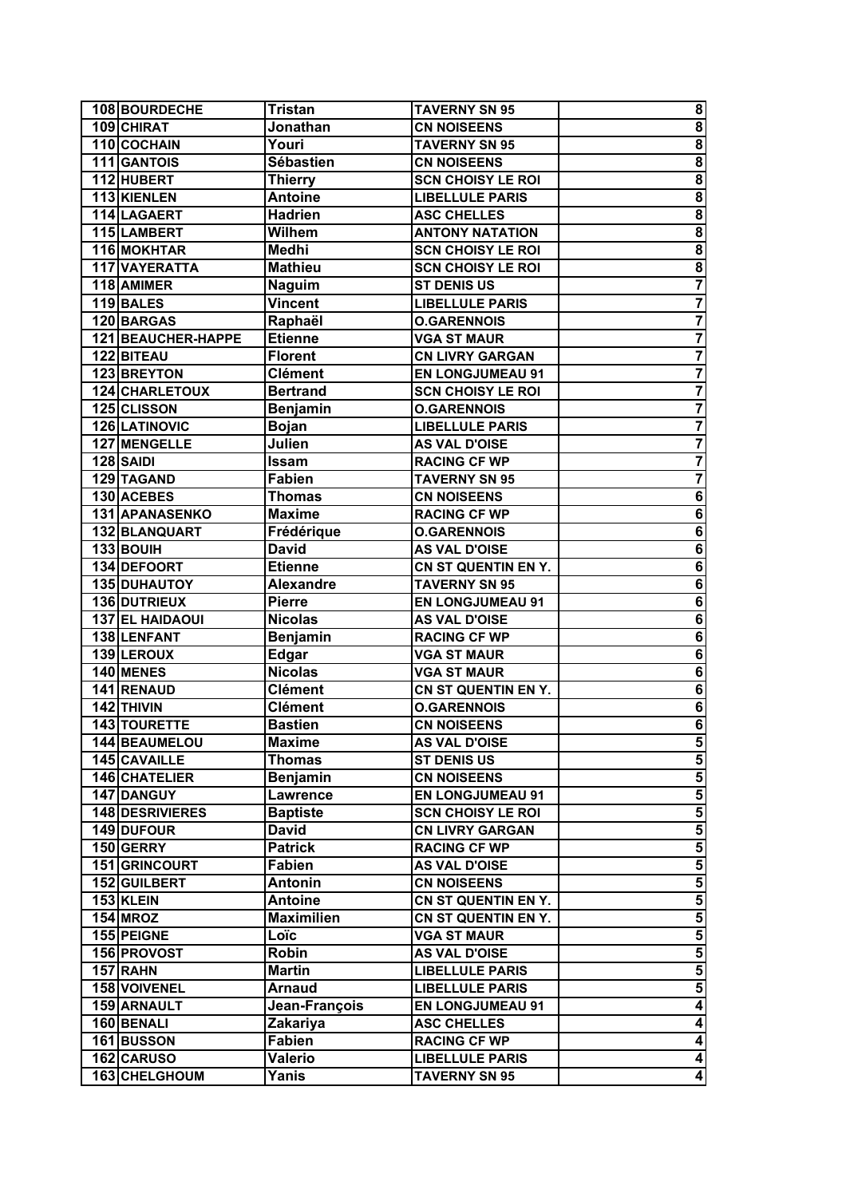| | | | | | |
|---|---|---|---|---|---|
| 108 | BOURDECHE | Tristan | TAVERNY SN 95 | | 8 |
| 109 | CHIRAT | Jonathan | CN NOISEENS | | 8 |
| 110 | COCHAIN | Youri | TAVERNY SN 95 | | 8 |
| 111 | GANTOIS | Sébastien | CN NOISEENS | | 8 |
| 112 | HUBERT | Thierry | SCN CHOISY LE ROI | | 8 |
| 113 | KIENLEN | Antoine | LIBELLULE PARIS | | 8 |
| 114 | LAGAERT | Hadrien | ASC CHELLES | | 8 |
| 115 | LAMBERT | Wilhem | ANTONY NATATION | | 8 |
| 116 | MOKHTAR | Medhi | SCN CHOISY LE ROI | | 8 |
| 117 | VAYERATTA | Mathieu | SCN CHOISY LE ROI | | 8 |
| 118 | AMIMER | Naguim | ST DENIS US | | 7 |
| 119 | BALES | Vincent | LIBELLULE PARIS | | 7 |
| 120 | BARGAS | Raphaël | O.GARENNOIS | | 7 |
| 121 | BEAUCHER-HAPPE | Etienne | VGA ST MAUR | | 7 |
| 122 | BITEAU | Florent | CN LIVRY GARGAN | | 7 |
| 123 | BREYTON | Clément | EN LONGJUMEAU 91 | | 7 |
| 124 | CHARLETOUX | Bertrand | SCN CHOISY LE ROI | | 7 |
| 125 | CLISSON | Benjamin | O.GARENNOIS | | 7 |
| 126 | LATINOVIC | Bojan | LIBELLULE PARIS | | 7 |
| 127 | MENGELLE | Julien | AS VAL D'OISE | | 7 |
| 128 | SAIDI | Issam | RACING CF WP | | 7 |
| 129 | TAGAND | Fabien | TAVERNY SN 95 | | 7 |
| 130 | ACEBES | Thomas | CN NOISEENS | | 6 |
| 131 | APANASENKO | Maxime | RACING CF WP | | 6 |
| 132 | BLANQUART | Frédérique | O.GARENNOIS | | 6 |
| 133 | BOUIH | David | AS VAL D'OISE | | 6 |
| 134 | DEFOORT | Etienne | CN ST QUENTIN EN Y. | | 6 |
| 135 | DUHAUTOY | Alexandre | TAVERNY SN 95 | | 6 |
| 136 | DUTRIEUX | Pierre | EN LONGJUMEAU 91 | | 6 |
| 137 | EL HAIDAOUI | Nicolas | AS VAL D'OISE | | 6 |
| 138 | LENFANT | Benjamin | RACING CF WP | | 6 |
| 139 | LEROUX | Edgar | VGA ST MAUR | | 6 |
| 140 | MENES | Nicolas | VGA ST MAUR | | 6 |
| 141 | RENAUD | Clément | CN ST QUENTIN EN Y. | | 6 |
| 142 | THIVIN | Clément | O.GARENNOIS | | 6 |
| 143 | TOURETTE | Bastien | CN NOISEENS | | 6 |
| 144 | BEAUMELOU | Maxime | AS VAL D'OISE | | 5 |
| 145 | CAVAILLE | Thomas | ST DENIS US | | 5 |
| 146 | CHATELIER | Benjamin | CN NOISEENS | | 5 |
| 147 | DANGUY | Lawrence | EN LONGJUMEAU 91 | | 5 |
| 148 | DESRIVIERES | Baptiste | SCN CHOISY LE ROI | | 5 |
| 149 | DUFOUR | David | CN LIVRY GARGAN | | 5 |
| 150 | GERRY | Patrick | RACING CF WP | | 5 |
| 151 | GRINCOURT | Fabien | AS VAL D'OISE | | 5 |
| 152 | GUILBERT | Antonin | CN NOISEENS | | 5 |
| 153 | KLEIN | Antoine | CN ST QUENTIN EN Y. | | 5 |
| 154 | MROZ | Maximilien | CN ST QUENTIN EN Y. | | 5 |
| 155 | PEIGNE | Loïc | VGA ST MAUR | | 5 |
| 156 | PROVOST | Robin | AS VAL D'OISE | | 5 |
| 157 | RAHN | Martin | LIBELLULE PARIS | | 5 |
| 158 | VOIVENEL | Arnaud | LIBELLULE PARIS | | 5 |
| 159 | ARNAULT | Jean-François | EN LONGJUMEAU 91 | | 4 |
| 160 | BENALI | Zakariya | ASC CHELLES | | 4 |
| 161 | BUSSON | Fabien | RACING CF WP | | 4 |
| 162 | CARUSO | Valerio | LIBELLULE PARIS | | 4 |
| 163 | CHELGHOUM | Yanis | TAVERNY SN 95 | | 4 |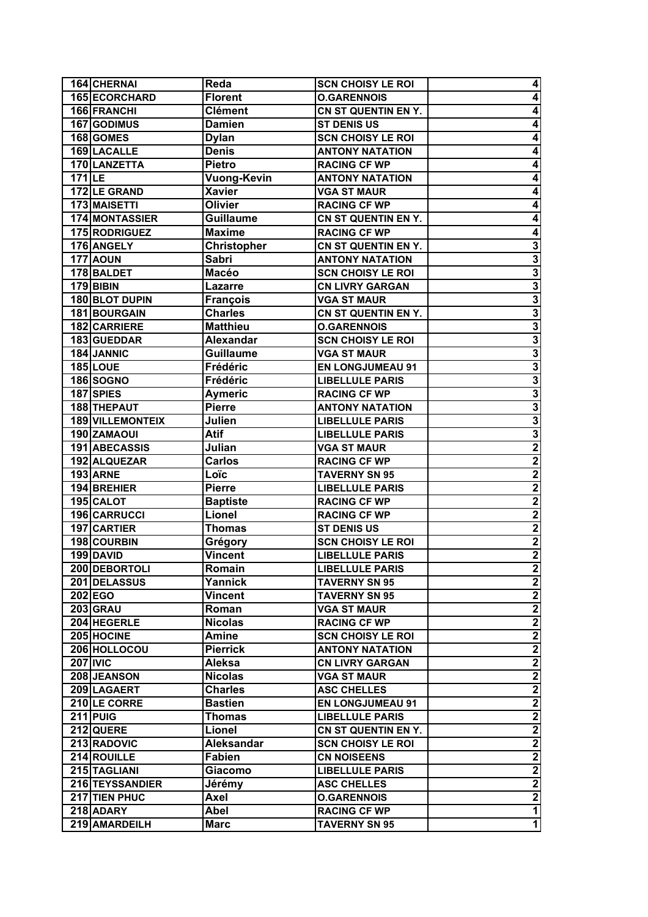| | | | |
|---|---|---|---|
| 164 CHERNAI | Reda | SCN CHOISY LE ROI | 4 |
| 165 ECORCHARD | Florent | O.GARENNOIS | 4 |
| 166 FRANCHI | Clément | CN ST QUENTIN EN Y. | 4 |
| 167 GODIMUS | Damien | ST DENIS US | 4 |
| 168 GOMES | Dylan | SCN CHOISY LE ROI | 4 |
| 169 LACALLE | Denis | ANTONY NATATION | 4 |
| 170 LANZETTA | Pietro | RACING CF WP | 4 |
| 171 LE | Vuong-Kevin | ANTONY NATATION | 4 |
| 172 LE GRAND | Xavier | VGA ST MAUR | 4 |
| 173 MAISETTI | Olivier | RACING CF WP | 4 |
| 174 MONTASSIER | Guillaume | CN ST QUENTIN EN Y. | 4 |
| 175 RODRIGUEZ | Maxime | RACING CF WP | 4 |
| 176 ANGELY | Christopher | CN ST QUENTIN EN Y. | 3 |
| 177 AOUN | Sabri | ANTONY NATATION | 3 |
| 178 BALDET | Macéo | SCN CHOISY LE ROI | 3 |
| 179 BIBIN | Lazarre | CN LIVRY GARGAN | 3 |
| 180 BLOT DUPIN | François | VGA ST MAUR | 3 |
| 181 BOURGAIN | Charles | CN ST QUENTIN EN Y. | 3 |
| 182 CARRIERE | Matthieu | O.GARENNOIS | 3 |
| 183 GUEDDAR | Alexandar | SCN CHOISY LE ROI | 3 |
| 184 JANNIC | Guillaume | VGA ST MAUR | 3 |
| 185 LOUE | Frédéric | EN LONGJUMEAU 91 | 3 |
| 186 SOGNO | Frédéric | LIBELLULE PARIS | 3 |
| 187 SPIES | Aymeric | RACING CF WP | 3 |
| 188 THEPAUT | Pierre | ANTONY NATATION | 3 |
| 189 VILLEMONTEIX | Julien | LIBELLULE PARIS | 3 |
| 190 ZAMAOUI | Atif | LIBELLULE PARIS | 3 |
| 191 ABECASSIS | Julian | VGA ST MAUR | 2 |
| 192 ALQUEZAR | Carlos | RACING CF WP | 2 |
| 193 ARNE | Loïc | TAVERNY SN 95 | 2 |
| 194 BREHIER | Pierre | LIBELLULE PARIS | 2 |
| 195 CALOT | Baptiste | RACING CF WP | 2 |
| 196 CARRUCCI | Lionel | RACING CF WP | 2 |
| 197 CARTIER | Thomas | ST DENIS US | 2 |
| 198 COURBIN | Grégory | SCN CHOISY LE ROI | 2 |
| 199 DAVID | Vincent | LIBELLULE PARIS | 2 |
| 200 DEBORTOLI | Romain | LIBELLULE PARIS | 2 |
| 201 DELASSUS | Yannick | TAVERNY SN 95 | 2 |
| 202 EGO | Vincent | TAVERNY SN 95 | 2 |
| 203 GRAU | Roman | VGA ST MAUR | 2 |
| 204 HEGERLE | Nicolas | RACING CF WP | 2 |
| 205 HOCINE | Amine | SCN CHOISY LE ROI | 2 |
| 206 HOLLOCOU | Pierrick | ANTONY NATATION | 2 |
| 207 IVIC | Aleksa | CN LIVRY GARGAN | 2 |
| 208 JEANSON | Nicolas | VGA ST MAUR | 2 |
| 209 LAGAERT | Charles | ASC CHELLES | 2 |
| 210 LE CORRE | Bastien | EN LONGJUMEAU 91 | 2 |
| 211 PUIG | Thomas | LIBELLULE PARIS | 2 |
| 212 QUERE | Lionel | CN ST QUENTIN EN Y. | 2 |
| 213 RADOVIC | Aleksandar | SCN CHOISY LE ROI | 2 |
| 214 ROUILLE | Fabien | CN NOISEENS | 2 |
| 215 TAGLIANI | Giacomo | LIBELLULE PARIS | 2 |
| 216 TEYSSANDIER | Jérémy | ASC CHELLES | 2 |
| 217 TIEN PHUC | Axel | O.GARENNOIS | 2 |
| 218 ADARY | Abel | RACING CF WP | 1 |
| 219 AMARDEILH | Marc | TAVERNY SN 95 | 1 |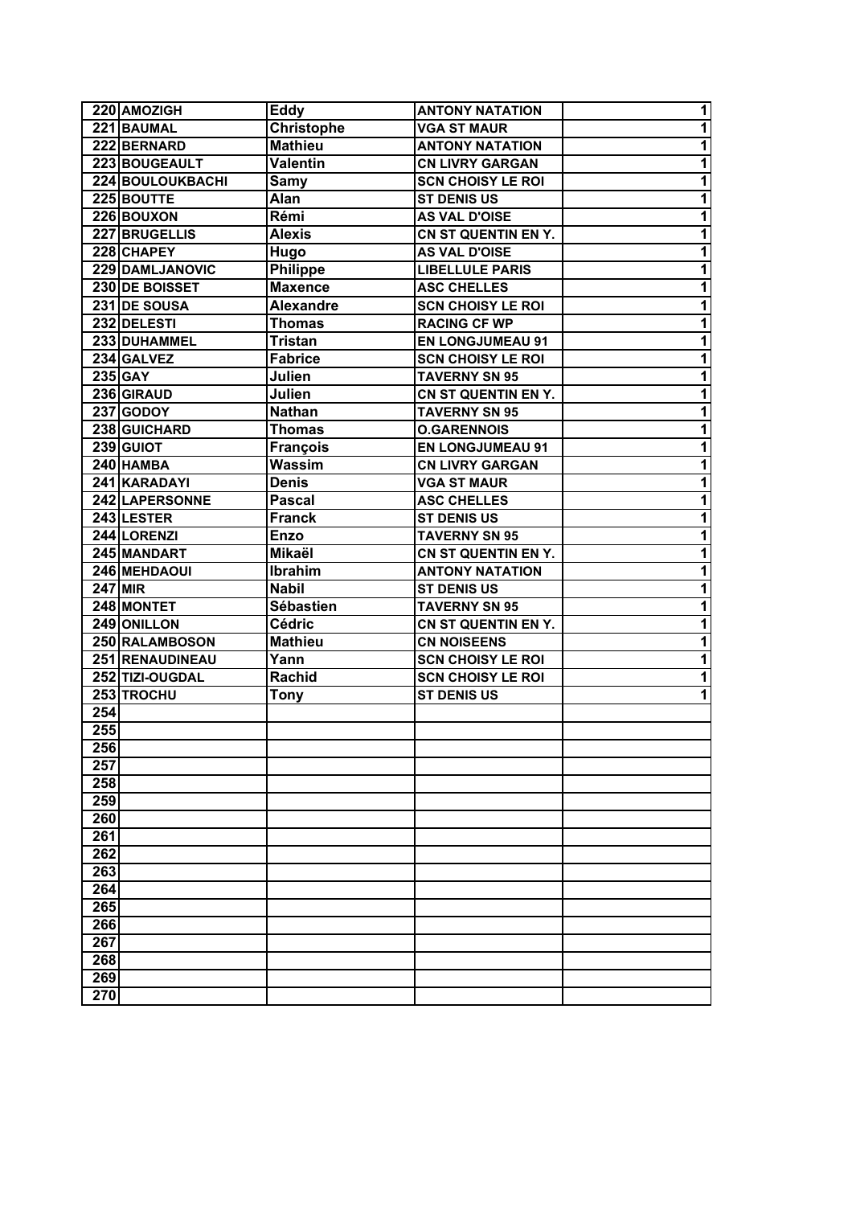| | | | | |
|---|---|---|---|---|
| 220 | AMOZIGH | Eddy | ANTONY NATATION | 1 |
| 221 | BAUMAL | Christophe | VGA ST MAUR | 1 |
| 222 | BERNARD | Mathieu | ANTONY NATATION | 1 |
| 223 | BOUGEAULT | Valentin | CN LIVRY GARGAN | 1 |
| 224 | BOULOUKBACHI | Samy | SCN CHOISY LE ROI | 1 |
| 225 | BOUTTE | Alan | ST DENIS US | 1 |
| 226 | BOUXON | Rémi | AS VAL D'OISE | 1 |
| 227 | BRUGELLIS | Alexis | CN ST QUENTIN EN Y. | 1 |
| 228 | CHAPEY | Hugo | AS VAL D'OISE | 1 |
| 229 | DAMLJANOVIC | Philippe | LIBELLULE PARIS | 1 |
| 230 | DE BOISSET | Maxence | ASC CHELLES | 1 |
| 231 | DE SOUSA | Alexandre | SCN CHOISY LE ROI | 1 |
| 232 | DELESTI | Thomas | RACING CF WP | 1 |
| 233 | DUHAMMEL | Tristan | EN LONGJUMEAU 91 | 1 |
| 234 | GALVEZ | Fabrice | SCN CHOISY LE ROI | 1 |
| 235 | GAY | Julien | TAVERNY SN 95 | 1 |
| 236 | GIRAUD | Julien | CN ST QUENTIN EN Y. | 1 |
| 237 | GODOY | Nathan | TAVERNY SN 95 | 1 |
| 238 | GUICHARD | Thomas | O.GARENNOIS | 1 |
| 239 | GUIOT | François | EN LONGJUMEAU 91 | 1 |
| 240 | HAMBA | Wassim | CN LIVRY GARGAN | 1 |
| 241 | KARADAYI | Denis | VGA ST MAUR | 1 |
| 242 | LAPERSONNE | Pascal | ASC CHELLES | 1 |
| 243 | LESTER | Franck | ST DENIS US | 1 |
| 244 | LORENZI | Enzo | TAVERNY SN 95 | 1 |
| 245 | MANDART | Mikaël | CN ST QUENTIN EN Y. | 1 |
| 246 | MEHDAOUI | Ibrahim | ANTONY NATATION | 1 |
| 247 | MIR | Nabil | ST DENIS US | 1 |
| 248 | MONTET | Sébastien | TAVERNY SN 95 | 1 |
| 249 | ONILLON | Cédric | CN ST QUENTIN EN Y. | 1 |
| 250 | RALAMBOSON | Mathieu | CN NOISEENS | 1 |
| 251 | RENAUDINEAU | Yann | SCN CHOISY LE ROI | 1 |
| 252 | TIZI-OUGDAL | Rachid | SCN CHOISY LE ROI | 1 |
| 253 | TROCHU | Tony | ST DENIS US | 1 |
| 254 | | | | |
| 255 | | | | |
| 256 | | | | |
| 257 | | | | |
| 258 | | | | |
| 259 | | | | |
| 260 | | | | |
| 261 | | | | |
| 262 | | | | |
| 263 | | | | |
| 264 | | | | |
| 265 | | | | |
| 266 | | | | |
| 267 | | | | |
| 268 | | | | |
| 269 | | | | |
| 270 | | | | |